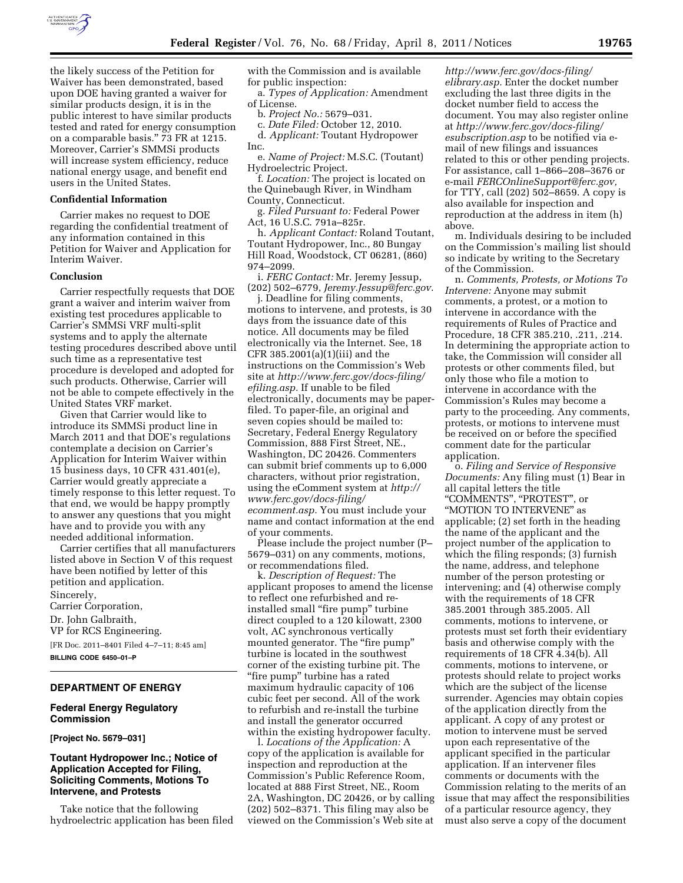the likely success of the Petition for Waiver has been demonstrated, based upon DOE having granted a waiver for similar products design, it is in the public interest to have similar products tested and rated for energy consumption on a comparable basis." 73 FR at 1215. Moreover, Carrier's SMMSi products will increase system efficiency, reduce national energy usage, and benefit end users in the United States.

**Confidential Information**

Carrier makes no request to DOE regarding the confidential treatment of any information contained in this Petition for Waiver and Application for Interim Waiver.

**Conclusion**

Carrier respectfully requests that DOE grant a waiver and interim waiver from existing test procedures applicable to Carrier's SMMSi VRF multi-split systems and to apply the alternate testing procedures described above until such time as a representative test procedure is developed and adopted for such products. Otherwise, Carrier will not be able to compete effectively in the United States VRF market.

Given that Carrier would like to introduce its SMMSi product line in March 2011 and that DOE's regulations contemplate a decision on Carrier's Application for Interim Waiver within 15 business days, 10 CFR 431.401(e), Carrier would greatly appreciate a timely response to this letter request. To that end, we would be happy promptly to answer any questions that you might have and to provide you with any needed additional information.

Carrier certifies that all manufacturers listed above in Section V of this request have been notified by letter of this petition and application.

Sincerely,

Carrier Corporation,

Dr. John Galbraith,

VP for RCS Engineering.

[FR Doc. 2011–8401 Filed 4–7–11; 8:45 am]

**BILLING CODE 6450–01–P**

---

## DEPARTMENT OF ENERGY

### Federal Energy Regulatory Commission

**[Project No. 5679–031]**

### Toutant Hydropower Inc.; Notice of Application Accepted for Filing, Soliciting Comments, Motions To Intervene, and Protests

Take notice that the following hydroelectric application has been filed with the Commission and is available for public inspection:

a. *Types of Application:* Amendment of License.

b. *Project No.:* 5679–031.

c. *Date Filed:* October 12, 2010.

d. *Applicant:* Toutant Hydropower Inc.

e. *Name of Project:* M.S.C. (Toutant) Hydroelectric Project.

f. *Location:* The project is located on the Quinebaugh River, in Windham County, Connecticut.

g. *Filed Pursuant to:* Federal Power Act, 16 U.S.C. 791a–825r.

h. *Applicant Contact:* Roland Toutant, Toutant Hydropower, Inc., 80 Bungay Hill Road, Woodstock, CT 06281, (860) 974–2099.

i. *FERC Contact:* Mr. Jeremy Jessup, (202) 502–6779, *Jeremy.Jessup@ferc.gov*.

j. Deadline for filing comments, motions to intervene, and protests, is 30 days from the issuance date of this notice. All documents may be filed electronically via the Internet. See, 18 CFR 385.2001(a)(1)(iii) and the instructions on the Commission's Web site at *http://www.ferc.gov/docs-filing/efiling.asp.* If unable to be filed electronically, documents may be paper-filed. To paper-file, an original and seven copies should be mailed to: Secretary, Federal Energy Regulatory Commission, 888 First Street, NE., Washington, DC 20426. Commenters can submit brief comments up to 6,000 characters, without prior registration, using the eComment system at *http://www.ferc.gov/docs-filing/ecomment.asp.* You must include your name and contact information at the end of your comments.

Please include the project number (P–5679–031) on any comments, motions, or recommendations filed.

k. *Description of Request:* The applicant proposes to amend the license to reflect one refurbished and re-installed small "fire pump" turbine direct coupled to a 120 kilowatt, 2300 volt, AC synchronous vertically mounted generator. The "fire pump" turbine is located in the southwest corner of the existing turbine pit. The "fire pump" turbine has a rated maximum hydraulic capacity of 106 cubic feet per second. All of the work to refurbish and re-install the turbine and install the generator occurred within the existing hydropower faculty.

l. *Locations of the Application:* A copy of the application is available for inspection and reproduction at the Commission's Public Reference Room, located at 888 First Street, NE., Room 2A, Washington, DC 20426, or by calling (202) 502–8371. This filing may also be viewed on the Commission's Web site at *http://www.ferc.gov/docs-filing/elibrary.asp.* Enter the docket number excluding the last three digits in the docket number field to access the document. You may also register online at *http://www.ferc.gov/docs-filing/esubscription.asp* to be notified via e-mail of new filings and issuances related to this or other pending projects. For assistance, call 1–866–208–3676 or e-mail *FERCOnlineSupport@ferc.gov,* for TTY, call (202) 502–8659. A copy is also available for inspection and reproduction at the address in item (h) above.

m. Individuals desiring to be included on the Commission's mailing list should so indicate by writing to the Secretary of the Commission.

n. *Comments, Protests, or Motions To Intervene:* Anyone may submit comments, a protest, or a motion to intervene in accordance with the requirements of Rules of Practice and Procedure, 18 CFR 385.210, .211, .214. In determining the appropriate action to take, the Commission will consider all protests or other comments filed, but only those who file a motion to intervene in accordance with the Commission's Rules may become a party to the proceeding. Any comments, protests, or motions to intervene must be received on or before the specified comment date for the particular application.

o. *Filing and Service of Responsive Documents:* Any filing must (1) Bear in all capital letters the title "COMMENTS", "PROTEST", or "MOTION TO INTERVENE" as applicable; (2) set forth in the heading the name of the applicant and the project number of the application to which the filing responds; (3) furnish the name, address, and telephone number of the person protesting or intervening; and (4) otherwise comply with the requirements of 18 CFR 385.2001 through 385.2005. All comments, motions to intervene, or protests must set forth their evidentiary basis and otherwise comply with the requirements of 18 CFR 4.34(b). All comments, motions to intervene, or protests should relate to project works which are the subject of the license surrender. Agencies may obtain copies of the application directly from the applicant. A copy of any protest or motion to intervene must be served upon each representative of the applicant specified in the particular application. If an intervener files comments or documents with the Commission relating to the merits of an issue that may affect the responsibilities of a particular resource agency, they must also serve a copy of the document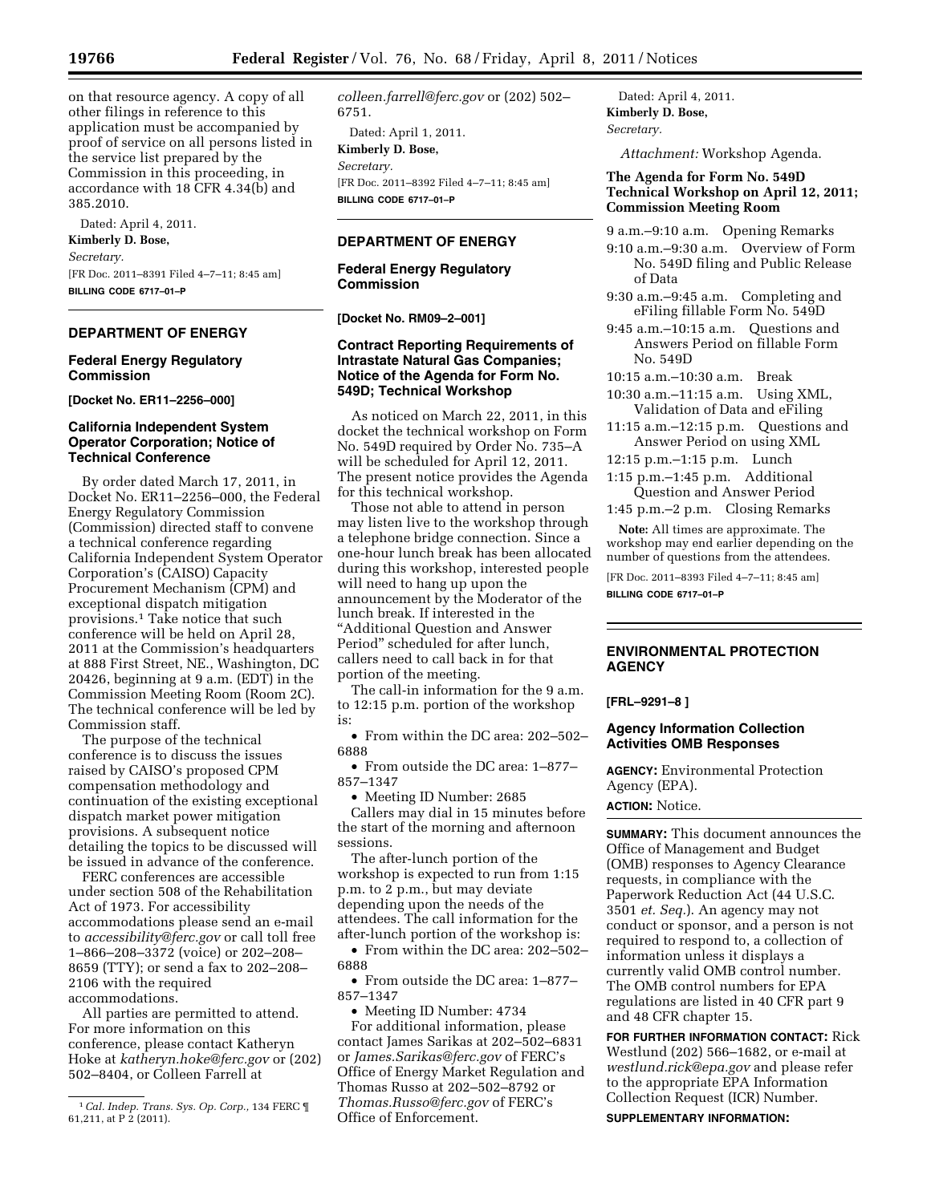on that resource agency. A copy of all other filings in reference to this application must be accompanied by proof of service on all persons listed in the service list prepared by the Commission in this proceeding, in accordance with 18 CFR 4.34(b) and 385.2010.

Dated: April 4, 2011.

**Kimberly D. Bose,**

*Secretary.*

[FR Doc. 2011–8391 Filed 4–7–11; 8:45 am]

**BILLING CODE 6717–01–P**

## DEPARTMENT OF ENERGY

### Federal Energy Regulatory Commission

**[Docket No. ER11–2256–000]**

### California Independent System Operator Corporation; Notice of Technical Conference

By order dated March 17, 2011, in Docket No. ER11–2256–000, the Federal Energy Regulatory Commission (Commission) directed staff to convene a technical conference regarding California Independent System Operator Corporation's (CAISO) Capacity Procurement Mechanism (CPM) and exceptional dispatch mitigation provisions.[1] Take notice that such conference will be held on April 28, 2011 at the Commission's headquarters at 888 First Street, NE., Washington, DC 20426, beginning at 9 a.m. (EDT) in the Commission Meeting Room (Room 2C). The technical conference will be led by Commission staff.

The purpose of the technical conference is to discuss the issues raised by CAISO's proposed CPM compensation methodology and continuation of the existing exceptional dispatch market power mitigation provisions. A subsequent notice detailing the topics to be discussed will be issued in advance of the conference.

FERC conferences are accessible under section 508 of the Rehabilitation Act of 1973. For accessibility accommodations please send an e-mail to *accessibility@ferc.gov* or call toll free 1–866–208–3372 (voice) or 202–208–8659 (TTY); or send a fax to 202–208–2106 with the required accommodations.

All parties are permitted to attend. For more information on this conference, please contact Katheryn Hoke at *katheryn.hoke@ferc.gov* or (202) 502–8404, or Colleen Farrell at *colleen.farrell@ferc.gov* or (202) 502–6751.

Dated: April 1, 2011.

**Kimberly D. Bose,**

*Secretary.*

[FR Doc. 2011–8392 Filed 4–7–11; 8:45 am]

**BILLING CODE 6717–01–P**

[1] *Cal. Indep. Trans. Sys. Op. Corp.,* 134 FERC ¶ 61,211, at P 2 (2011).

## DEPARTMENT OF ENERGY

### Federal Energy Regulatory Commission

**[Docket No. RM09–2–001]**

### Contract Reporting Requirements of Intrastate Natural Gas Companies; Notice of the Agenda for Form No. 549D; Technical Workshop

As noticed on March 22, 2011, in this docket the technical workshop on Form No. 549D required by Order No. 735–A will be scheduled for April 12, 2011. The present notice provides the Agenda for this technical workshop.

Those not able to attend in person may listen live to the workshop through a telephone bridge connection. Since a one-hour lunch break has been allocated during this workshop, interested people will need to hang up upon the announcement by the Moderator of the lunch break. If interested in the "Additional Question and Answer Period" scheduled for after lunch, callers need to call back in for that portion of the meeting.

The call-in information for the 9 a.m. to 12:15 p.m. portion of the workshop is:

- From within the DC area: 202–502–6888
- From outside the DC area: 1–877–857–1347
- Meeting ID Number: 2685

Callers may dial in 15 minutes before the start of the morning and afternoon sessions.

The after-lunch portion of the workshop is expected to run from 1:15 p.m. to 2 p.m., but may deviate depending upon the needs of the attendees. The call information for the after-lunch portion of the workshop is:

- From within the DC area: 202–502–6888
- From outside the DC area: 1–877–857–1347
- Meeting ID Number: 4734

For additional information, please contact James Sarikas at 202–502–6831 or *James.Sarikas@ferc.gov* of FERC's Office of Energy Market Regulation and Thomas Russo at 202–502–8792 or *Thomas.Russo@ferc.gov* of FERC's Office of Enforcement.

Dated: April 4, 2011.

**Kimberly D. Bose,**

*Secretary.*

*Attachment:* Workshop Agenda.

**The Agenda for Form No. 549D Technical Workshop on April 12, 2011; Commission Meeting Room**

9 a.m.–9:10 a.m. Opening Remarks

9:10 a.m.–9:30 a.m. Overview of Form No. 549D filing and Public Release of Data

9:30 a.m.–9:45 a.m. Completing and eFiling fillable Form No. 549D

9:45 a.m.–10:15 a.m. Questions and Answers Period on fillable Form No. 549D

10:15 a.m.–10:30 a.m. Break

10:30 a.m.–11:15 a.m. Using XML, Validation of Data and eFiling

11:15 a.m.–12:15 p.m. Questions and Answer Period on using XML

12:15 p.m.–1:15 p.m. Lunch

1:15 p.m.–1:45 p.m. Additional Question and Answer Period

1:45 p.m.–2 p.m. Closing Remarks

**Note:** All times are approximate. The workshop may end earlier depending on the number of questions from the attendees.

[FR Doc. 2011–8393 Filed 4–7–11; 8:45 am]

**BILLING CODE 6717–01–P**

## ENVIRONMENTAL PROTECTION AGENCY

**[FRL–9291–8 ]**

### Agency Information Collection Activities OMB Responses

**AGENCY:** Environmental Protection Agency (EPA).

**ACTION:** Notice.

**SUMMARY:** This document announces the Office of Management and Budget (OMB) responses to Agency Clearance requests, in compliance with the Paperwork Reduction Act (44 U.S.C. 3501 *et. Seq.*). An agency may not conduct or sponsor, and a person is not required to respond to, a collection of information unless it displays a currently valid OMB control number. The OMB control numbers for EPA regulations are listed in 40 CFR part 9 and 48 CFR chapter 15.

**FOR FURTHER INFORMATION CONTACT:** Rick Westlund (202) 566–1682, or e-mail at *westlund.rick@epa.gov* and please refer to the appropriate EPA Information Collection Request (ICR) Number.

**SUPPLEMENTARY INFORMATION:**